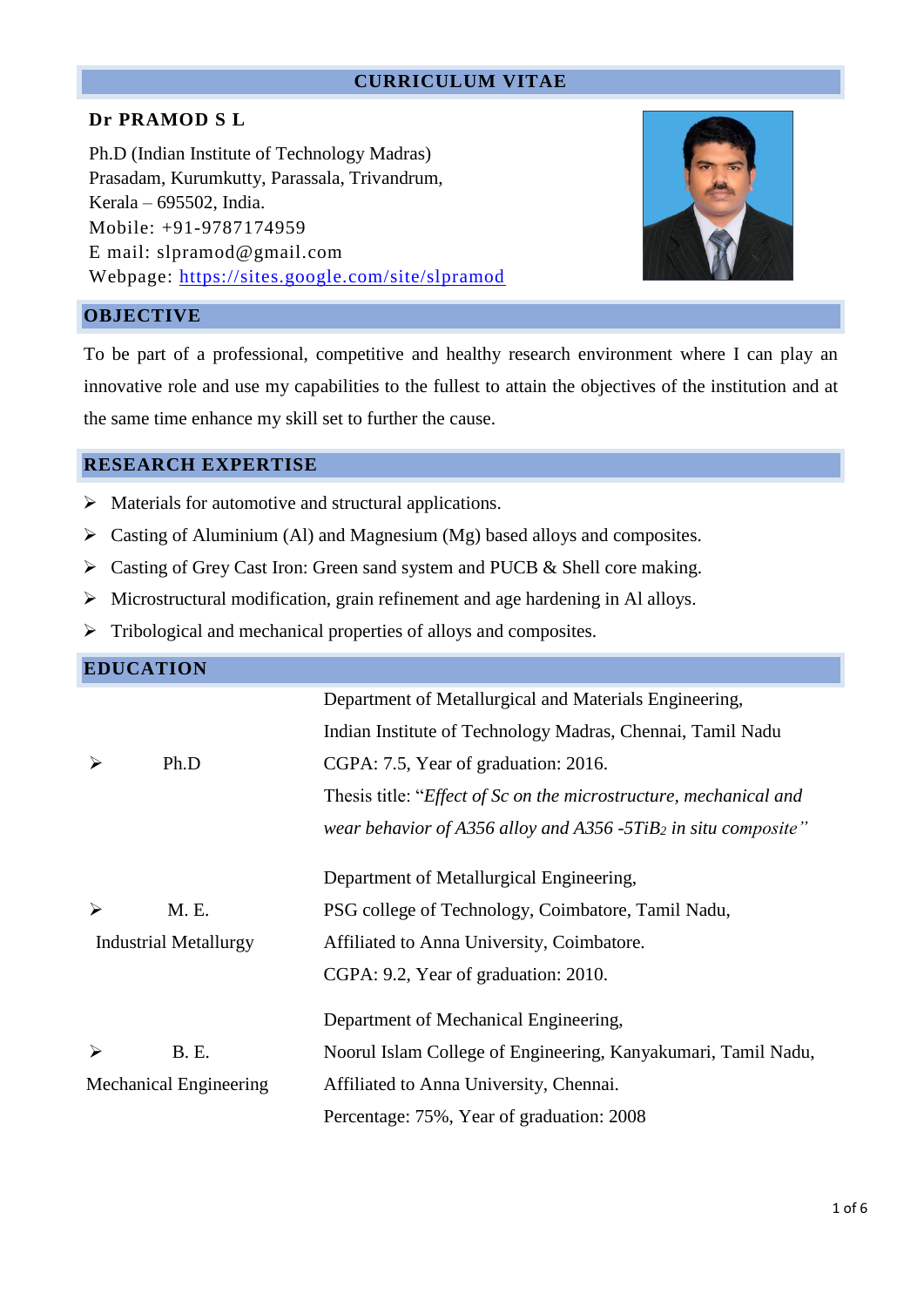# CURRICULUM VITAE

**Dr PRAMOD S L**

Ph.D (Indian Institute of Technology Madras)
Prasadam, Kurumkutty, Parassala, Trivandrum,
Kerala – 695502, India.
Mobile: +91-9787174959
E mail: slpramod@gmail.com
Webpage: https://sites.google.com/site/slpramod

## OBJECTIVE

To be part of a professional, competitive and healthy research environment where I can play an innovative role and use my capabilities to the fullest to attain the objectives of the institution and at the same time enhance my skill set to further the cause.

## RESEARCH EXPERTISE

- Materials for automotive and structural applications.
- Casting of Aluminium (Al) and Magnesium (Mg) based alloys and composites.
- Casting of Grey Cast Iron: Green sand system and PUCB & Shell core making.
- Microstructural modification, grain refinement and age hardening in Al alloys.
- Tribological and mechanical properties of alloys and composites.

## EDUCATION

- **Ph.D**
  Department of Metallurgical and Materials Engineering,
  Indian Institute of Technology Madras, Chennai, Tamil Nadu
  CGPA: 7.5, Year of graduation: 2016.
  Thesis title: "*Effect of Sc on the microstructure, mechanical and wear behavior of A356 alloy and A356 -5$TiB_2$ in situ composite*"

- **M. E. Industrial Metallurgy**
  Department of Metallurgical Engineering,
  PSG college of Technology, Coimbatore, Tamil Nadu,
  Affiliated to Anna University, Coimbatore.
  CGPA: 9.2, Year of graduation: 2010.

- **B. E. Mechanical Engineering**
  Department of Mechanical Engineering,
  Noorul Islam College of Engineering, Kanyakumari, Tamil Nadu,
  Affiliated to Anna University, Chennai.
  Percentage: 75%, Year of graduation: 2008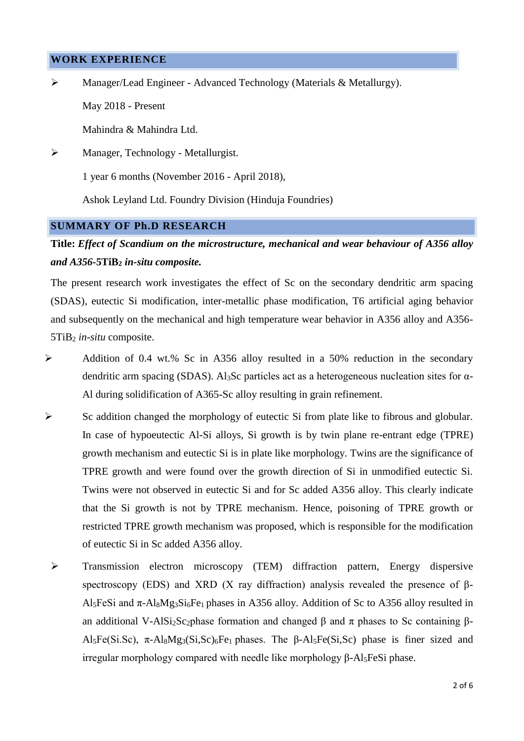## WORK EXPERIENCE

- Manager/Lead Engineer - Advanced Technology (Materials & Metallurgy).

  May 2018 - Present

  Mahindra & Mahindra Ltd.

- Manager, Technology - Metallurgist.

  1 year 6 months (November 2016 - April 2018),

  Ashok Leyland Ltd. Foundry Division (Hinduja Foundries)

## SUMMARY OF Ph.D RESEARCH

**Title:** ***Effect of Scandium on the microstructure, mechanical and wear behaviour of A356 alloy and A356-5TiB$_2$ in-situ composite.***

The present research work investigates the effect of Sc on the secondary dendritic arm spacing (SDAS), eutectic Si modification, inter-metallic phase modification, T6 artificial aging behavior and subsequently on the mechanical and high temperature wear behavior in A356 alloy and A356-5TiB$_2$ *in-situ* composite.

- Addition of 0.4 wt.% Sc in A356 alloy resulted in a 50% reduction in the secondary dendritic arm spacing (SDAS). $Al_3Sc$ particles act as a heterogeneous nucleation sites for α-Al during solidification of A365-Sc alloy resulting in grain refinement.
- Sc addition changed the morphology of eutectic Si from plate like to fibrous and globular. In case of hypoeutectic Al-Si alloys, Si growth is by twin plane re-entrant edge (TPRE) growth mechanism and eutectic Si is in plate like morphology. Twins are the significance of TPRE growth and were found over the growth direction of Si in unmodified eutectic Si. Twins were not observed in eutectic Si and for Sc added A356 alloy. This clearly indicate that the Si growth is not by TPRE mechanism. Hence, poisoning of TPRE growth or restricted TPRE growth mechanism was proposed, which is responsible for the modification of eutectic Si in Sc added A356 alloy.
- Transmission electron microscopy (TEM) diffraction pattern, Energy dispersive spectroscopy (EDS) and XRD (X ray diffraction) analysis revealed the presence of β-$Al_5FeSi$ and π-$Al_8Mg_3Si_6Fe_1$ phases in A356 alloy. Addition of Sc to A356 alloy resulted in an additional V-$AlSi_2Sc_2$phase formation and changed β and π phases to Sc containing β-$Al_5Fe(Si.Sc)$, π-$Al_8Mg_3(Si,Sc)_6Fe_1$ phases. The β-$Al_5Fe(Si,Sc)$ phase is finer sized and irregular morphology compared with needle like morphology β-$Al_5FeSi$ phase.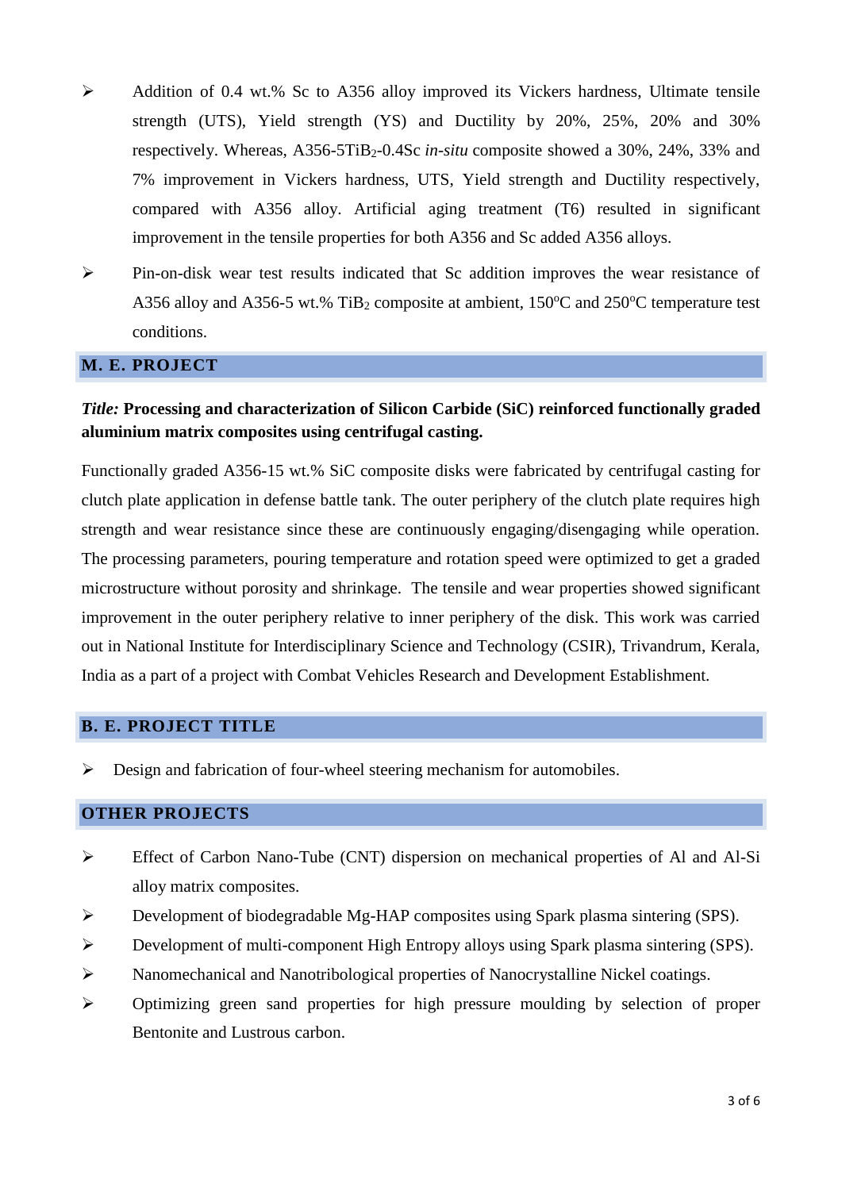- Addition of 0.4 wt.% Sc to A356 alloy improved its Vickers hardness, Ultimate tensile strength (UTS), Yield strength (YS) and Ductility by 20%, 25%, 20% and 30% respectively. Whereas, A356-5$TiB_2$-0.4Sc *in-situ* composite showed a 30%, 24%, 33% and 7% improvement in Vickers hardness, UTS, Yield strength and Ductility respectively, compared with A356 alloy. Artificial aging treatment (T6) resulted in significant improvement in the tensile properties for both A356 and Sc added A356 alloys.
- Pin-on-disk wear test results indicated that Sc addition improves the wear resistance of A356 alloy and A356-5 wt.% $TiB_2$ composite at ambient, 150$^{o}$C and 250$^{o}$C temperature test conditions.

## M. E. PROJECT

***Title:* Processing and characterization of Silicon Carbide (SiC) reinforced functionally graded aluminium matrix composites using centrifugal casting.**

Functionally graded A356-15 wt.% SiC composite disks were fabricated by centrifugal casting for clutch plate application in defense battle tank. The outer periphery of the clutch plate requires high strength and wear resistance since these are continuously engaging/disengaging while operation. The processing parameters, pouring temperature and rotation speed were optimized to get a graded microstructure without porosity and shrinkage. The tensile and wear properties showed significant improvement in the outer periphery relative to inner periphery of the disk. This work was carried out in National Institute for Interdisciplinary Science and Technology (CSIR), Trivandrum, Kerala, India as a part of a project with Combat Vehicles Research and Development Establishment.

## B. E. PROJECT TITLE

- Design and fabrication of four-wheel steering mechanism for automobiles.

## OTHER PROJECTS

- Effect of Carbon Nano-Tube (CNT) dispersion on mechanical properties of Al and Al-Si alloy matrix composites.
- Development of biodegradable Mg-HAP composites using Spark plasma sintering (SPS).
- Development of multi-component High Entropy alloys using Spark plasma sintering (SPS).
- Nanomechanical and Nanotribological properties of Nanocrystalline Nickel coatings.
- Optimizing green sand properties for high pressure moulding by selection of proper Bentonite and Lustrous carbon.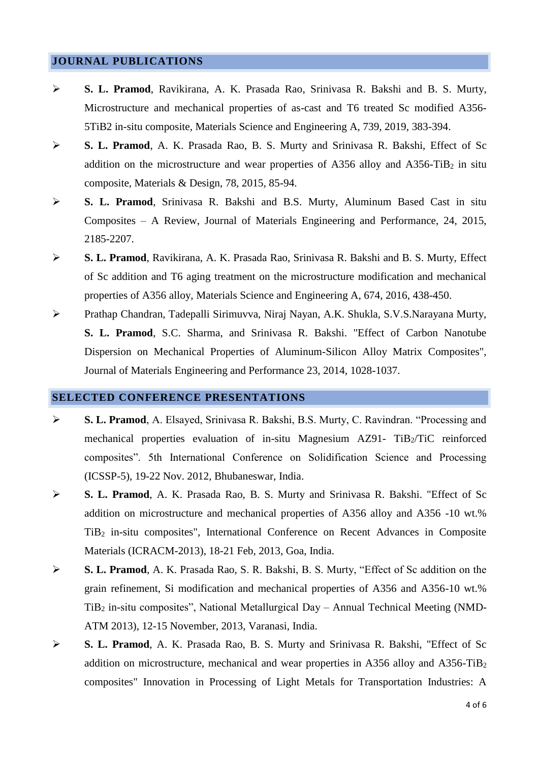## JOURNAL PUBLICATIONS

- **S. L. Pramod**, Ravikirana, A. K. Prasada Rao, Srinivasa R. Bakshi and B. S. Murty, Microstructure and mechanical properties of as-cast and T6 treated Sc modified A356-5TiB2 in-situ composite, Materials Science and Engineering A, 739, 2019, 383-394.
- **S. L. Pramod**, A. K. Prasada Rao, B. S. Murty and Srinivasa R. Bakshi, Effect of Sc addition on the microstructure and wear properties of A356 alloy and A356-$TiB_2$ in situ composite, Materials & Design, 78, 2015, 85-94.
- **S. L. Pramod**, Srinivasa R. Bakshi and B.S. Murty, Aluminum Based Cast in situ Composites – A Review, Journal of Materials Engineering and Performance, 24, 2015, 2185-2207.
- **S. L. Pramod**, Ravikirana, A. K. Prasada Rao, Srinivasa R. Bakshi and B. S. Murty, Effect of Sc addition and T6 aging treatment on the microstructure modification and mechanical properties of A356 alloy, Materials Science and Engineering A, 674, 2016, 438-450.
- Prathap Chandran, Tadepalli Sirimuvva, Niraj Nayan, A.K. Shukla, S.V.S.Narayana Murty, **S. L. Pramod**, S.C. Sharma, and Srinivasa R. Bakshi. "Effect of Carbon Nanotube Dispersion on Mechanical Properties of Aluminum-Silicon Alloy Matrix Composites", Journal of Materials Engineering and Performance 23, 2014, 1028-1037.

## SELECTED CONFERENCE PRESENTATIONS

- **S. L. Pramod**, A. Elsayed, Srinivasa R. Bakshi, B.S. Murty, C. Ravindran. “Processing and mechanical properties evaluation of in-situ Magnesium AZ91- $TiB_2$/TiC reinforced composites”. 5th International Conference on Solidification Science and Processing (ICSSP-5), 19-22 Nov. 2012, Bhubaneswar, India.
- **S. L. Pramod**, A. K. Prasada Rao, B. S. Murty and Srinivasa R. Bakshi. "Effect of Sc addition on microstructure and mechanical properties of A356 alloy and A356 -10 wt.% $TiB_2$ in-situ composites", International Conference on Recent Advances in Composite Materials (ICRACM-2013), 18-21 Feb, 2013, Goa, India.
- **S. L. Pramod**, A. K. Prasada Rao, S. R. Bakshi, B. S. Murty, “Effect of Sc addition on the grain refinement, Si modification and mechanical properties of A356 and A356-10 wt.% $TiB_2$ in-situ composites”, National Metallurgical Day – Annual Technical Meeting (NMD-ATM 2013), 12-15 November, 2013, Varanasi, India.
- **S. L. Pramod**, A. K. Prasada Rao, B. S. Murty and Srinivasa R. Bakshi, "Effect of Sc addition on microstructure, mechanical and wear properties in A356 alloy and A356-$TiB_2$ composites" Innovation in Processing of Light Metals for Transportation Industries: A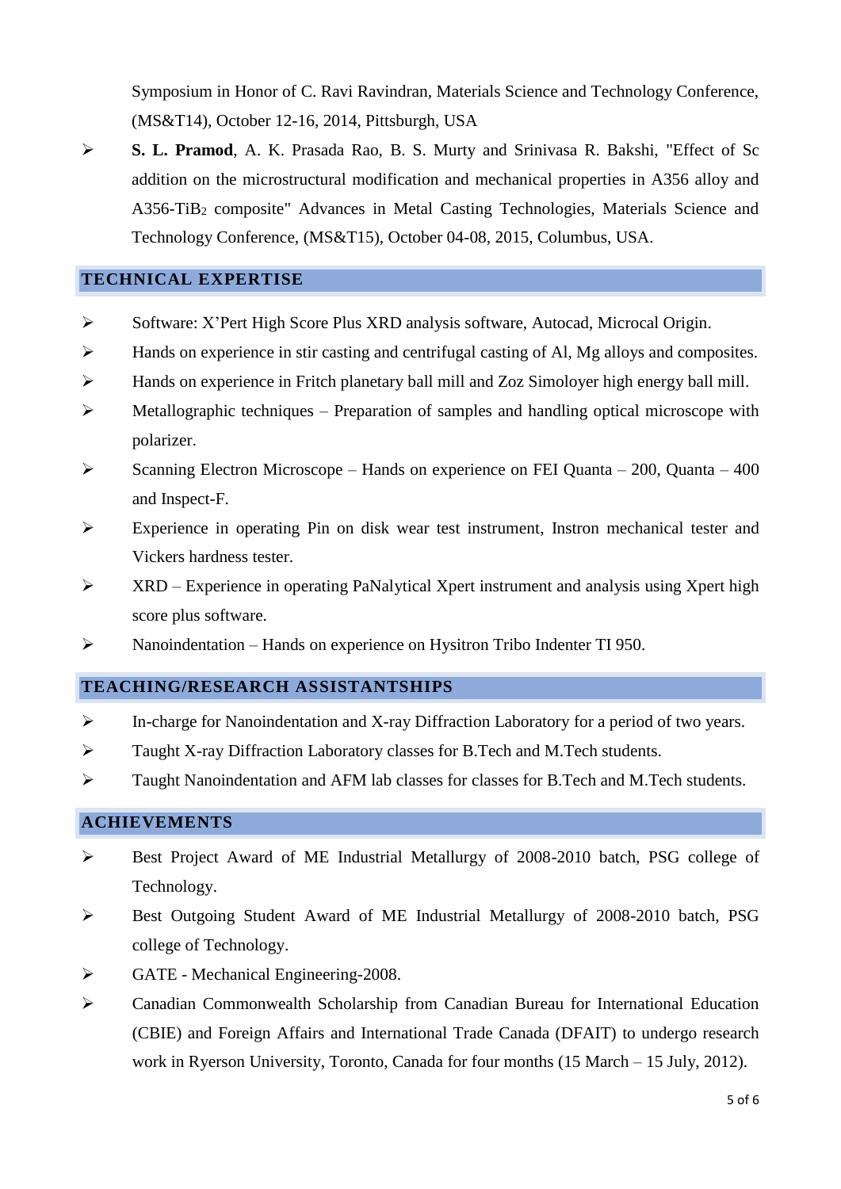Symposium in Honor of C. Ravi Ravindran, Materials Science and Technology Conference, (MS&T14), October 12-16, 2014, Pittsburgh, USA

- **S. L. Pramod**, A. K. Prasada Rao, B. S. Murty and Srinivasa R. Bakshi, "Effect of Sc addition on the microstructural modification and mechanical properties in A356 alloy and A356-$TiB_2$ composite" Advances in Metal Casting Technologies, Materials Science and Technology Conference, (MS&T15), October 04-08, 2015, Columbus, USA.

## TECHNICAL EXPERTISE

- Software: X'Pert High Score Plus XRD analysis software, Autocad, Microcal Origin.
- Hands on experience in stir casting and centrifugal casting of Al, Mg alloys and composites.
- Hands on experience in Fritch planetary ball mill and Zoz Simoloyer high energy ball mill.
- Metallographic techniques – Preparation of samples and handling optical microscope with polarizer.
- Scanning Electron Microscope – Hands on experience on FEI Quanta – 200, Quanta – 400 and Inspect-F.
- Experience in operating Pin on disk wear test instrument, Instron mechanical tester and Vickers hardness tester.
- XRD – Experience in operating PaNalytical Xpert instrument and analysis using Xpert high score plus software.
- Nanoindentation – Hands on experience on Hysitron Tribo Indenter TI 950.

## TEACHING/RESEARCH ASSISTANTSHIPS

- In-charge for Nanoindentation and X-ray Diffraction Laboratory for a period of two years.
- Taught X-ray Diffraction Laboratory classes for B.Tech and M.Tech students.
- Taught Nanoindentation and AFM lab classes for classes for B.Tech and M.Tech students.

## ACHIEVEMENTS

- Best Project Award of ME Industrial Metallurgy of 2008-2010 batch, PSG college of Technology.
- Best Outgoing Student Award of ME Industrial Metallurgy of 2008-2010 batch, PSG college of Technology.
- GATE - Mechanical Engineering-2008.
- Canadian Commonwealth Scholarship from Canadian Bureau for International Education (CBIE) and Foreign Affairs and International Trade Canada (DFAIT) to undergo research work in Ryerson University, Toronto, Canada for four months (15 March – 15 July, 2012).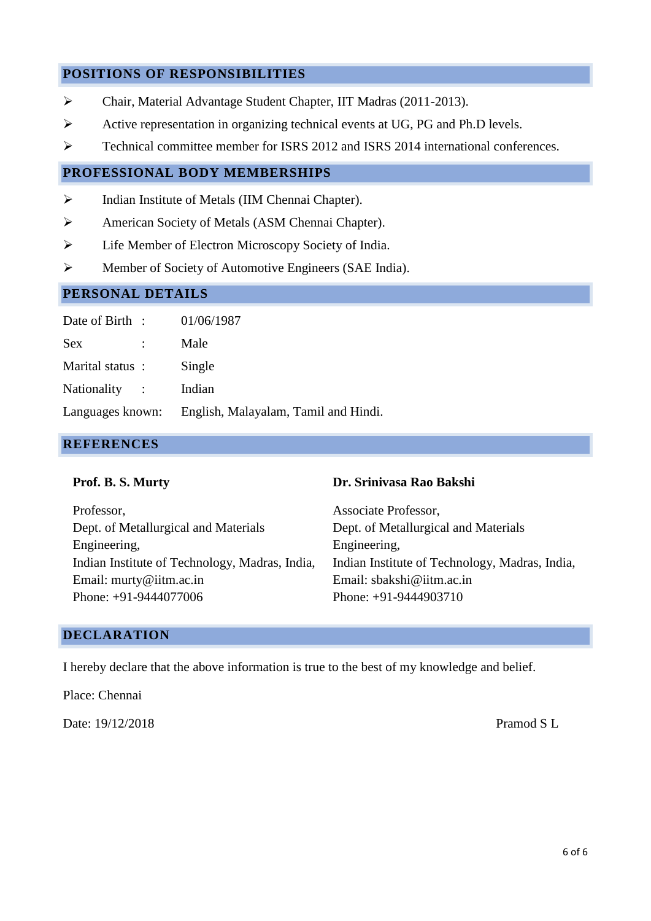## POSITIONS OF RESPONSIBILITIES

- Chair, Material Advantage Student Chapter, IIT Madras (2011-2013).
- Active representation in organizing technical events at UG, PG and Ph.D levels.
- Technical committee member for ISRS 2012 and ISRS 2014 international conferences.

## PROFESSIONAL BODY MEMBERSHIPS

- Indian Institute of Metals (IIM Chennai Chapter).
- American Society of Metals (ASM Chennai Chapter).
- Life Member of Electron Microscopy Society of India.
- Member of Society of Automotive Engineers (SAE India).

## PERSONAL DETAILS

| | |
|---|---|
| Date of Birth : | 01/06/1987 |
| Sex : | Male |
| Marital status : | Single |
| Nationality : | Indian |
| Languages known: | English, Malayalam, Tamil and Hindi. |

## REFERENCES

**Prof. B. S. Murty**

Professor,
Dept. of Metallurgical and Materials Engineering,
Indian Institute of Technology, Madras, India,
Email: murty@iitm.ac.in
Phone: +91-9444077006

**Dr. Srinivasa Rao Bakshi**

Associate Professor,
Dept. of Metallurgical and Materials Engineering,
Indian Institute of Technology, Madras, India,
Email: sbakshi@iitm.ac.in
Phone: +91-9444903710

## DECLARATION

I hereby declare that the above information is true to the best of my knowledge and belief.

Place: Chennai

Date: 19/12/2018

Pramod S L